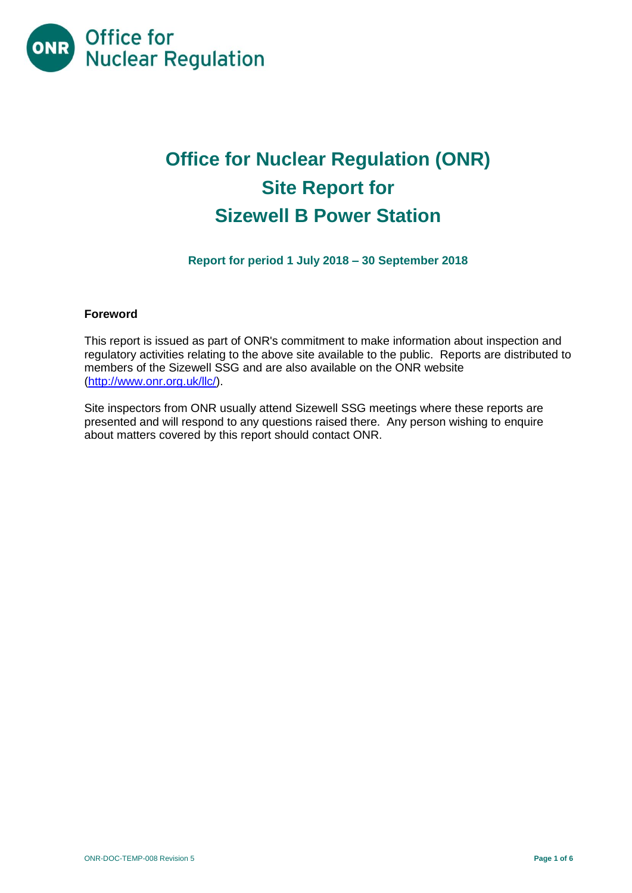# Office for Nuclear Regulation (ONR)
# Site Report for
# Sizewell B Power Station

**Report for period 1 July 2018 – 30 September 2018**

**Foreword**

This report is issued as part of ONR's commitment to make information about inspection and regulatory activities relating to the above site available to the public. Reports are distributed to members of the Sizewell SSG and are also available on the ONR website (http://www.onr.org.uk/llc/).

Site inspectors from ONR usually attend Sizewell SSG meetings where these reports are presented and will respond to any questions raised there. Any person wishing to enquire about matters covered by this report should contact ONR.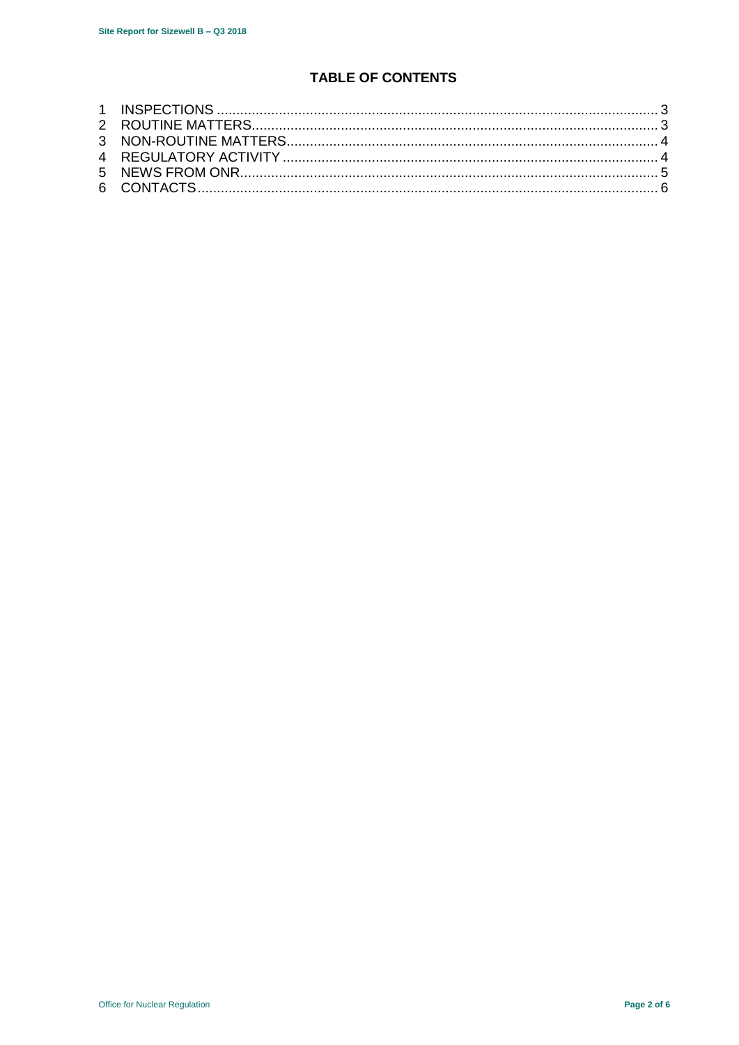## TABLE OF CONTENTS

1 INSPECTIONS .......... 3
2 ROUTINE MATTERS .......... 3
3 NON-ROUTINE MATTERS .......... 4
4 REGULATORY ACTIVITY .......... 4
5 NEWS FROM ONR .......... 5
6 CONTACTS .......... 6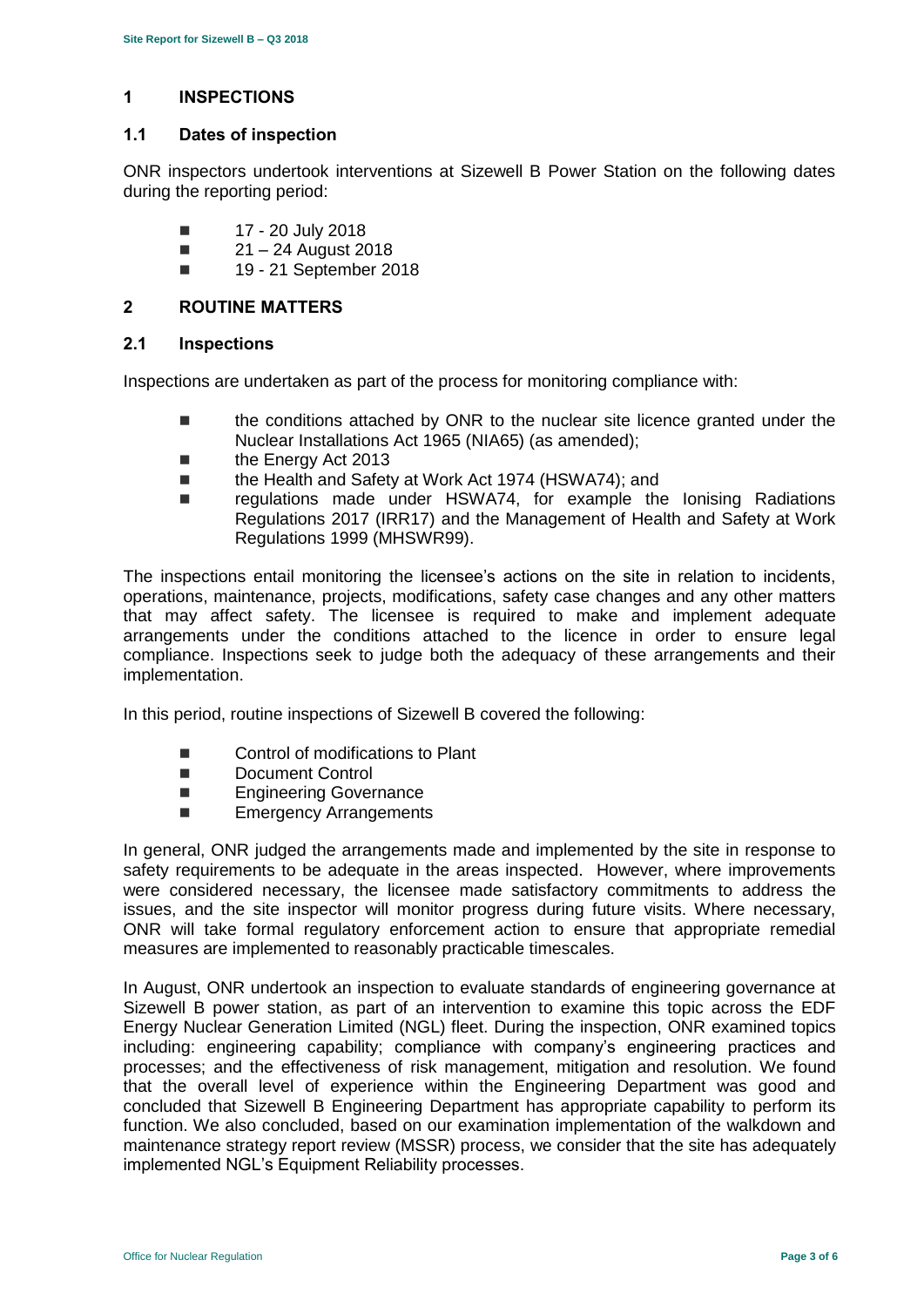## 1 INSPECTIONS

### 1.1 Dates of inspection

ONR inspectors undertook interventions at Sizewell B Power Station on the following dates during the reporting period:

- 17 - 20 July 2018
- 21 – 24 August 2018
- 19 - 21 September 2018

## 2 ROUTINE MATTERS

### 2.1 Inspections

Inspections are undertaken as part of the process for monitoring compliance with:

- the conditions attached by ONR to the nuclear site licence granted under the Nuclear Installations Act 1965 (NIA65) (as amended);
- the Energy Act 2013
- the Health and Safety at Work Act 1974 (HSWA74); and
- regulations made under HSWA74, for example the Ionising Radiations Regulations 2017 (IRR17) and the Management of Health and Safety at Work Regulations 1999 (MHSWR99).

The inspections entail monitoring the licensee's actions on the site in relation to incidents, operations, maintenance, projects, modifications, safety case changes and any other matters that may affect safety. The licensee is required to make and implement adequate arrangements under the conditions attached to the licence in order to ensure legal compliance. Inspections seek to judge both the adequacy of these arrangements and their implementation.

In this period, routine inspections of Sizewell B covered the following:

- Control of modifications to Plant
- Document Control
- Engineering Governance
- Emergency Arrangements

In general, ONR judged the arrangements made and implemented by the site in response to safety requirements to be adequate in the areas inspected. However, where improvements were considered necessary, the licensee made satisfactory commitments to address the issues, and the site inspector will monitor progress during future visits. Where necessary, ONR will take formal regulatory enforcement action to ensure that appropriate remedial measures are implemented to reasonably practicable timescales.

In August, ONR undertook an inspection to evaluate standards of engineering governance at Sizewell B power station, as part of an intervention to examine this topic across the EDF Energy Nuclear Generation Limited (NGL) fleet. During the inspection, ONR examined topics including: engineering capability; compliance with company's engineering practices and processes; and the effectiveness of risk management, mitigation and resolution. We found that the overall level of experience within the Engineering Department was good and concluded that Sizewell B Engineering Department has appropriate capability to perform its function. We also concluded, based on our examination implementation of the walkdown and maintenance strategy report review (MSSR) process, we consider that the site has adequately implemented NGL's Equipment Reliability processes.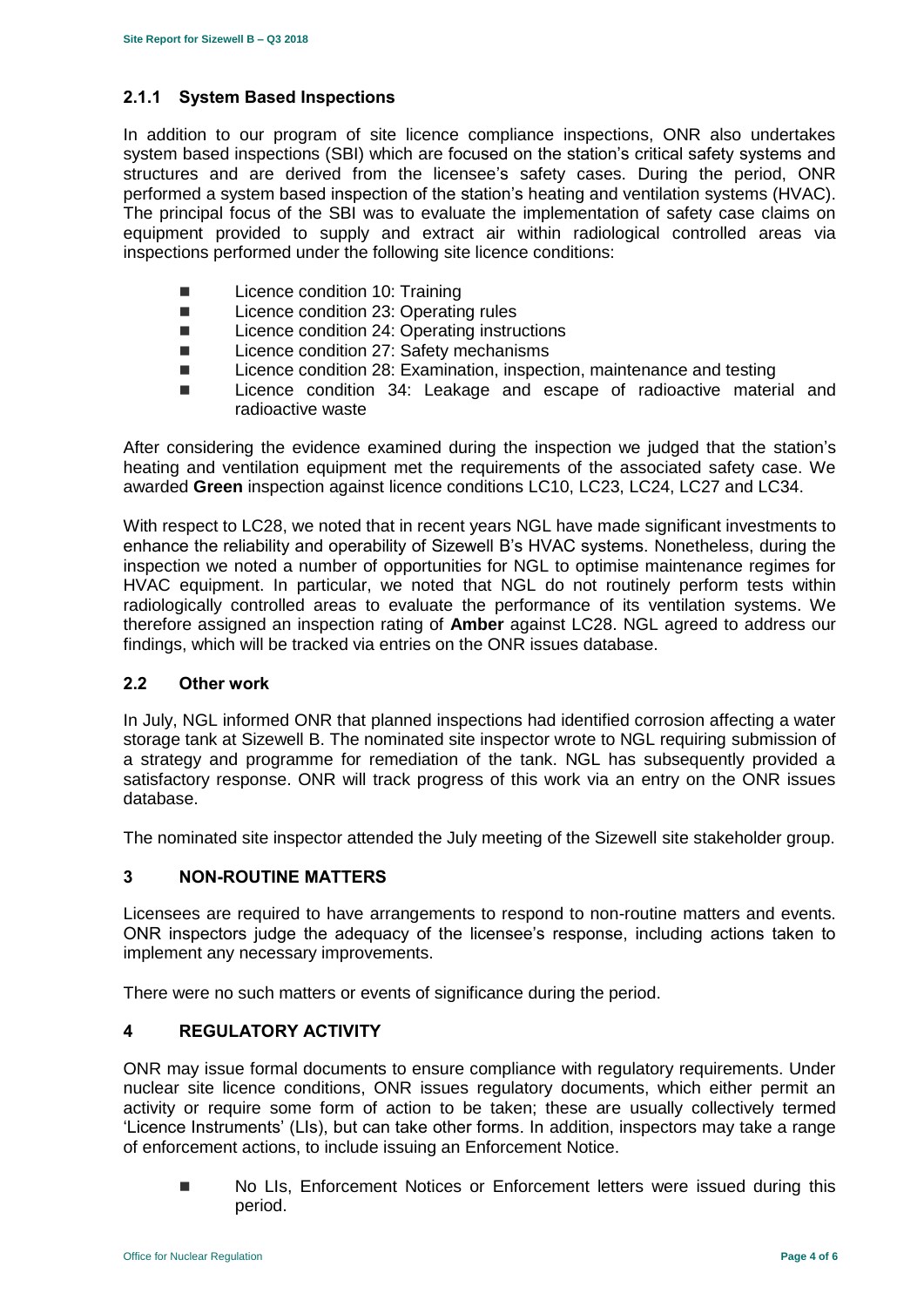### 2.1.1 System Based Inspections

In addition to our program of site licence compliance inspections, ONR also undertakes system based inspections (SBI) which are focused on the station's critical safety systems and structures and are derived from the licensee's safety cases. During the period, ONR performed a system based inspection of the station's heating and ventilation systems (HVAC). The principal focus of the SBI was to evaluate the implementation of safety case claims on equipment provided to supply and extract air within radiological controlled areas via inspections performed under the following site licence conditions:

- Licence condition 10: Training
- Licence condition 23: Operating rules
- Licence condition 24: Operating instructions
- Licence condition 27: Safety mechanisms
- Licence condition 28: Examination, inspection, maintenance and testing
- Licence condition 34: Leakage and escape of radioactive material and radioactive waste

After considering the evidence examined during the inspection we judged that the station's heating and ventilation equipment met the requirements of the associated safety case. We awarded **Green** inspection against licence conditions LC10, LC23, LC24, LC27 and LC34.

With respect to LC28, we noted that in recent years NGL have made significant investments to enhance the reliability and operability of Sizewell B's HVAC systems. Nonetheless, during the inspection we noted a number of opportunities for NGL to optimise maintenance regimes for HVAC equipment. In particular, we noted that NGL do not routinely perform tests within radiologically controlled areas to evaluate the performance of its ventilation systems. We therefore assigned an inspection rating of **Amber** against LC28. NGL agreed to address our findings, which will be tracked via entries on the ONR issues database.

## 2.2 Other work

In July, NGL informed ONR that planned inspections had identified corrosion affecting a water storage tank at Sizewell B. The nominated site inspector wrote to NGL requiring submission of a strategy and programme for remediation of the tank. NGL has subsequently provided a satisfactory response. ONR will track progress of this work via an entry on the ONR issues database.

The nominated site inspector attended the July meeting of the Sizewell site stakeholder group.

# 3 NON-ROUTINE MATTERS

Licensees are required to have arrangements to respond to non-routine matters and events. ONR inspectors judge the adequacy of the licensee's response, including actions taken to implement any necessary improvements.

There were no such matters or events of significance during the period.

# 4 REGULATORY ACTIVITY

ONR may issue formal documents to ensure compliance with regulatory requirements. Under nuclear site licence conditions, ONR issues regulatory documents, which either permit an activity or require some form of action to be taken; these are usually collectively termed 'Licence Instruments' (LIs), but can take other forms. In addition, inspectors may take a range of enforcement actions, to include issuing an Enforcement Notice.

- No LIs, Enforcement Notices or Enforcement letters were issued during this period.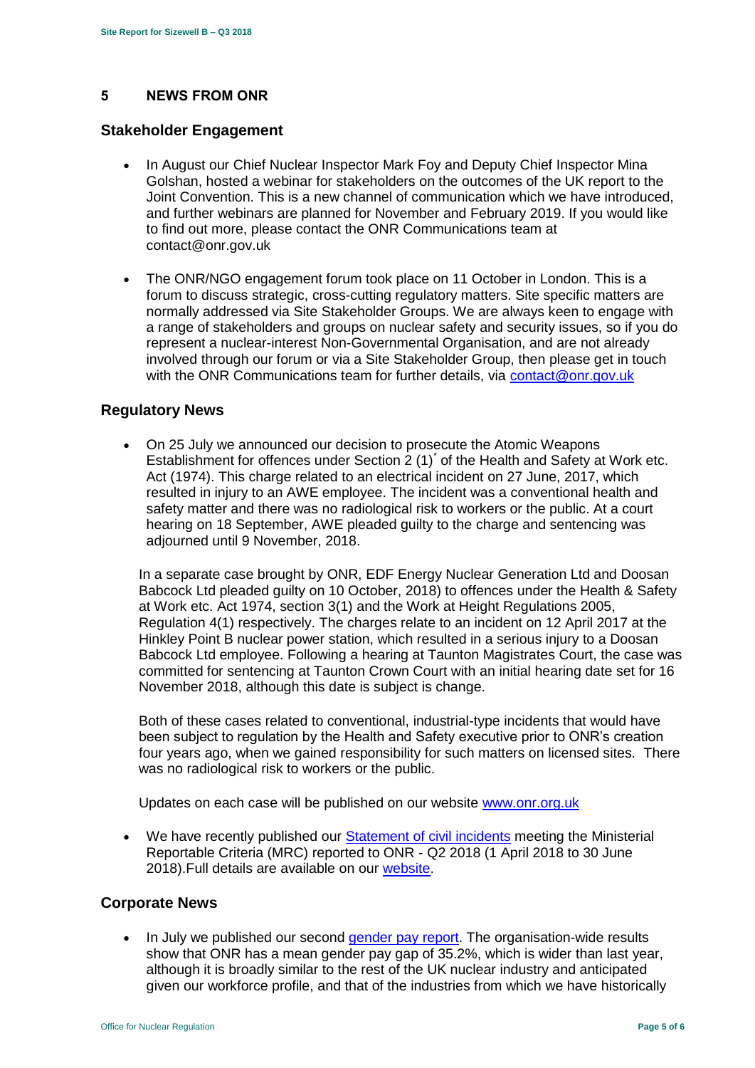## 5 NEWS FROM ONR

### Stakeholder Engagement

- In August our Chief Nuclear Inspector Mark Foy and Deputy Chief Inspector Mina Golshan, hosted a webinar for stakeholders on the outcomes of the UK report to the Joint Convention. This is a new channel of communication which we have introduced, and further webinars are planned for November and February 2019. If you would like to find out more, please contact the ONR Communications team at contact@onr.gov.uk

- The ONR/NGO engagement forum took place on 11 October in London. This is a forum to discuss strategic, cross-cutting regulatory matters. Site specific matters are normally addressed via Site Stakeholder Groups. We are always keen to engage with a range of stakeholders and groups on nuclear safety and security issues, so if you do represent a nuclear-interest Non-Governmental Organisation, and are not already involved through our forum or via a Site Stakeholder Group, then please get in touch with the ONR Communications team for further details, via contact@onr.gov.uk

### Regulatory News

- On 25 July we announced our decision to prosecute the Atomic Weapons Establishment for offences under Section 2 (1)* of the Health and Safety at Work etc. Act (1974). This charge related to an electrical incident on 27 June, 2017, which resulted in injury to an AWE employee. The incident was a conventional health and safety matter and there was no radiological risk to workers or the public. At a court hearing on 18 September, AWE pleaded guilty to the charge and sentencing was adjourned until 9 November, 2018.

  In a separate case brought by ONR, EDF Energy Nuclear Generation Ltd and Doosan Babcock Ltd pleaded guilty on 10 October, 2018) to offences under the Health & Safety at Work etc. Act 1974, section 3(1) and the Work at Height Regulations 2005, Regulation 4(1) respectively. The charges relate to an incident on 12 April 2017 at the Hinkley Point B nuclear power station, which resulted in a serious injury to a Doosan Babcock Ltd employee. Following a hearing at Taunton Magistrates Court, the case was committed for sentencing at Taunton Crown Court with an initial hearing date set for 16 November 2018, although this date is subject is change.

  Both of these cases related to conventional, industrial-type incidents that would have been subject to regulation by the Health and Safety executive prior to ONR's creation four years ago, when we gained responsibility for such matters on licensed sites. There was no radiological risk to workers or the public.

  Updates on each case will be published on our website www.onr.org.uk

- We have recently published our Statement of civil incidents meeting the Ministerial Reportable Criteria (MRC) reported to ONR - Q2 2018 (1 April 2018 to 30 June 2018).Full details are available on our website.

### Corporate News

- In July we published our second gender pay report. The organisation-wide results show that ONR has a mean gender pay gap of 35.2%, which is wider than last year, although it is broadly similar to the rest of the UK nuclear industry and anticipated given our workforce profile, and that of the industries from which we have historically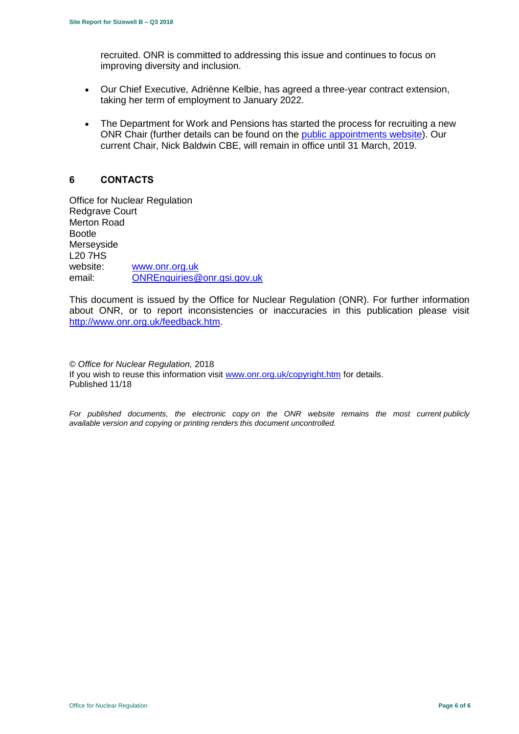recruited. ONR is committed to addressing this issue and continues to focus on improving diversity and inclusion.

- Our Chief Executive, Adriènne Kelbie, has agreed a three-year contract extension, taking her term of employment to January 2022.

- The Department for Work and Pensions has started the process for recruiting a new ONR Chair (further details can be found on the public appointments website). Our current Chair, Nick Baldwin CBE, will remain in office until 31 March, 2019.

## 6 CONTACTS

Office for Nuclear Regulation
Redgrave Court
Merton Road
Bootle
Merseyside
L20 7HS
website: www.onr.org.uk
email: ONREnquiries@onr.gsi.gov.uk

This document is issued by the Office for Nuclear Regulation (ONR). For further information about ONR, or to report inconsistencies or inaccuracies in this publication please visit http://www.onr.org.uk/feedback.htm.

© *Office for Nuclear Regulation,* 2018
If you wish to reuse this information visit www.onr.org.uk/copyright.htm for details.
Published 11/18

*For published documents, the electronic copy on the ONR website remains the most current publicly available version and copying or printing renders this document uncontrolled.*